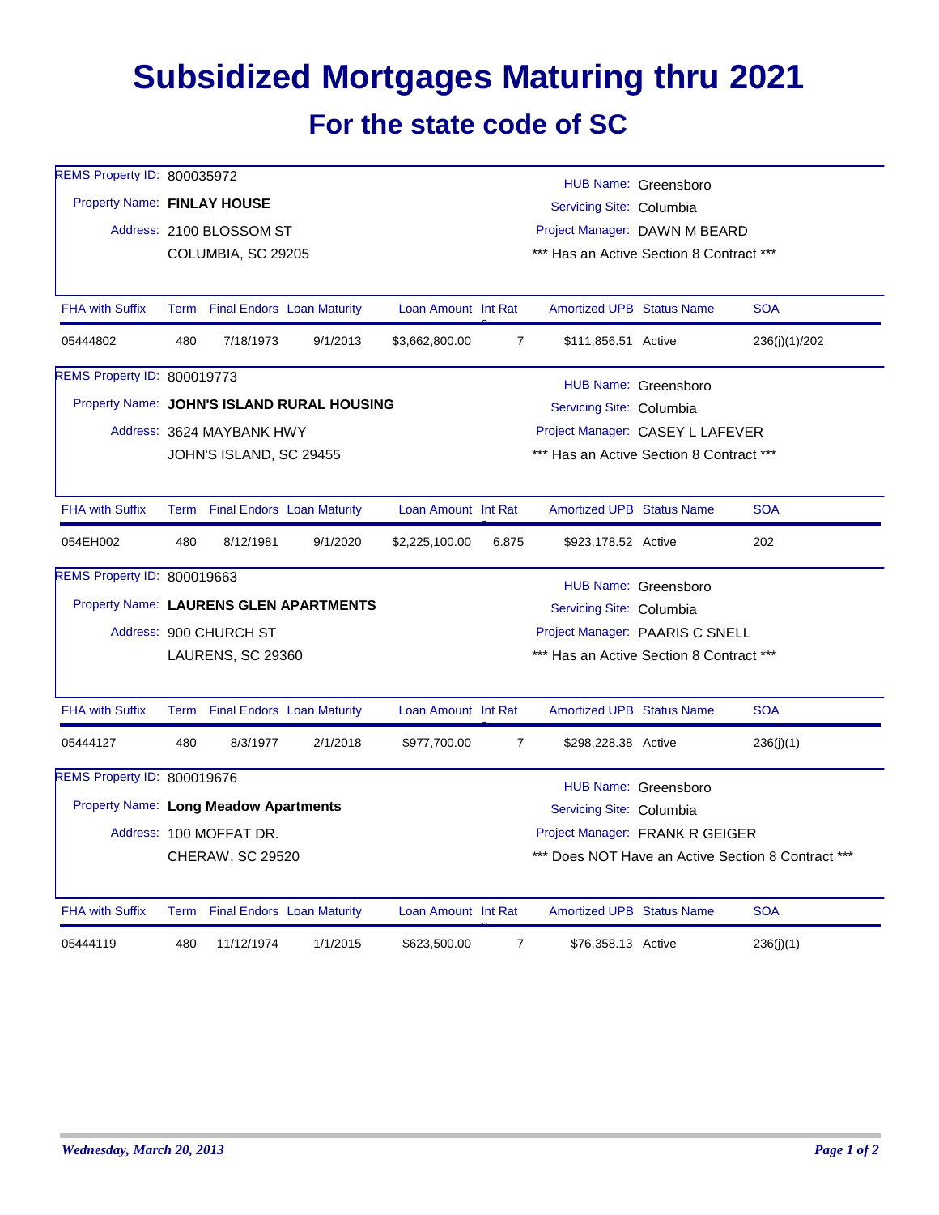# Subsidized Mortgages Maturing thru 2021

## For the state code of SC

REMS Property ID: 800035972
Property Name: **FINLAY HOUSE**
Address: 2100 BLOSSOM ST
COLUMBIA, SC 29205

HUB Name: Greensboro
Servicing Site: Columbia
Project Manager: DAWN M BEARD
\*\*\* Has an Active Section 8 Contract \*\*\*

| FHA with Suffix | Term | Final Endors | Loan Maturity | Loan Amount | Int Rate | Amortized UPB | Status Name | SOA |
|---|---|---|---|---|---|---|---|---|
| 05444802 | 480 | 7/18/1973 | 9/1/2013 | $3,662,800.00 | 7 | $111,856.51 | Active | 236(j)(1)/202 |

REMS Property ID: 800019773
Property Name: **JOHN'S ISLAND RURAL HOUSING**
Address: 3624 MAYBANK HWY
JOHN'S ISLAND, SC 29455

HUB Name: Greensboro
Servicing Site: Columbia
Project Manager: CASEY L LAFEVER
\*\*\* Has an Active Section 8 Contract \*\*\*

| FHA with Suffix | Term | Final Endors | Loan Maturity | Loan Amount | Int Rate | Amortized UPB | Status Name | SOA |
|---|---|---|---|---|---|---|---|---|
| 054EH002 | 480 | 8/12/1981 | 9/1/2020 | $2,225,100.00 | 6.875 | $923,178.52 | Active | 202 |

REMS Property ID: 800019663
Property Name: **LAURENS GLEN APARTMENTS**
Address: 900 CHURCH ST
LAURENS, SC 29360

HUB Name: Greensboro
Servicing Site: Columbia
Project Manager: PAARIS C SNELL
\*\*\* Has an Active Section 8 Contract \*\*\*

| FHA with Suffix | Term | Final Endors | Loan Maturity | Loan Amount | Int Rate | Amortized UPB | Status Name | SOA |
|---|---|---|---|---|---|---|---|---|
| 05444127 | 480 | 8/3/1977 | 2/1/2018 | $977,700.00 | 7 | $298,228.38 | Active | 236(j)(1) |

REMS Property ID: 800019676
Property Name: **Long Meadow Apartments**
Address: 100 MOFFAT DR.
CHERAW, SC 29520

HUB Name: Greensboro
Servicing Site: Columbia
Project Manager: FRANK R GEIGER
\*\*\* Does NOT Have an Active Section 8 Contract \*\*\*

| FHA with Suffix | Term | Final Endors | Loan Maturity | Loan Amount | Int Rate | Amortized UPB | Status Name | SOA |
|---|---|---|---|---|---|---|---|---|
| 05444119 | 480 | 11/12/1974 | 1/1/2015 | $623,500.00 | 7 | $76,358.13 | Active | 236(j)(1) |

*Wednesday, March 20, 2013*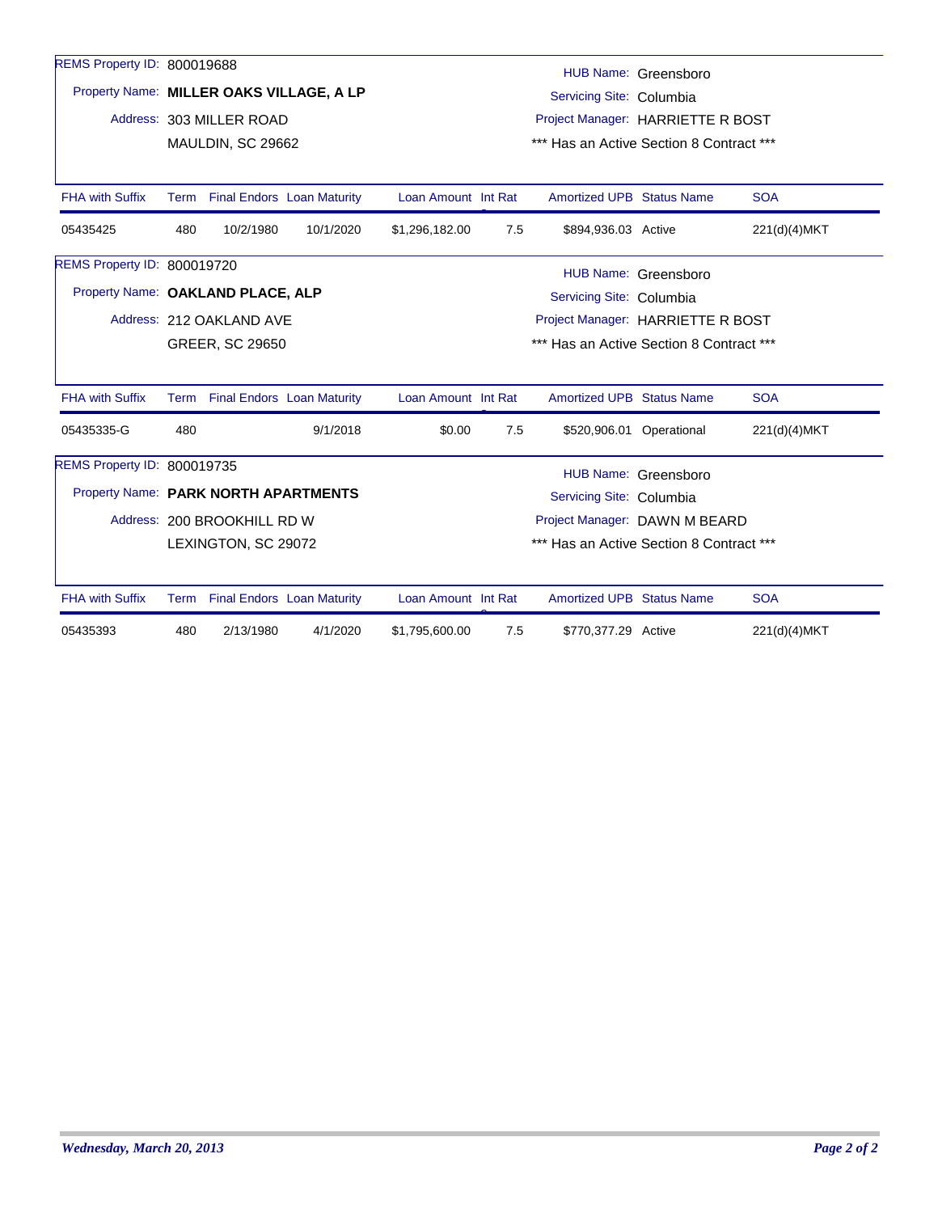REMS Property ID: 800019688

Property Name: **MILLER OAKS VILLAGE, A LP**

Address: 303 MILLER ROAD
MAULDIN, SC 29662

HUB Name: Greensboro
Servicing Site: Columbia
Project Manager: HARRIETTE R BOST
*** Has an Active Section 8 Contract ***

| FHA with Suffix | Term | Final Endors | Loan Maturity | Loan Amount | Int Rate | Amortized UPB | Status Name | SOA |
|---|---|---|---|---|---|---|---|---|
| 05435425 | 480 | 10/2/1980 | 10/1/2020 | $1,296,182.00 | 7.5 | $894,936.03 | Active | 221(d)(4)MKT |

REMS Property ID: 800019720

Property Name: **OAKLAND PLACE, ALP**

Address: 212 OAKLAND AVE
GREER, SC 29650

HUB Name: Greensboro
Servicing Site: Columbia
Project Manager: HARRIETTE R BOST
*** Has an Active Section 8 Contract ***

| FHA with Suffix | Term | Final Endors | Loan Maturity | Loan Amount | Int Rate | Amortized UPB | Status Name | SOA |
|---|---|---|---|---|---|---|---|---|
| 05435335-G | 480 | | 9/1/2018 | $0.00 | 7.5 | $520,906.01 | Operational | 221(d)(4)MKT |

REMS Property ID: 800019735

Property Name: **PARK NORTH APARTMENTS**

Address: 200 BROOKHILL RD W
LEXINGTON, SC 29072

HUB Name: Greensboro
Servicing Site: Columbia
Project Manager: DAWN M BEARD
*** Has an Active Section 8 Contract ***

| FHA with Suffix | Term | Final Endors | Loan Maturity | Loan Amount | Int Rate | Amortized UPB | Status Name | SOA |
|---|---|---|---|---|---|---|---|---|
| 05435393 | 480 | 2/13/1980 | 4/1/2020 | $1,795,600.00 | 7.5 | $770,377.29 | Active | 221(d)(4)MKT |

*Wednesday, March 20, 2013*